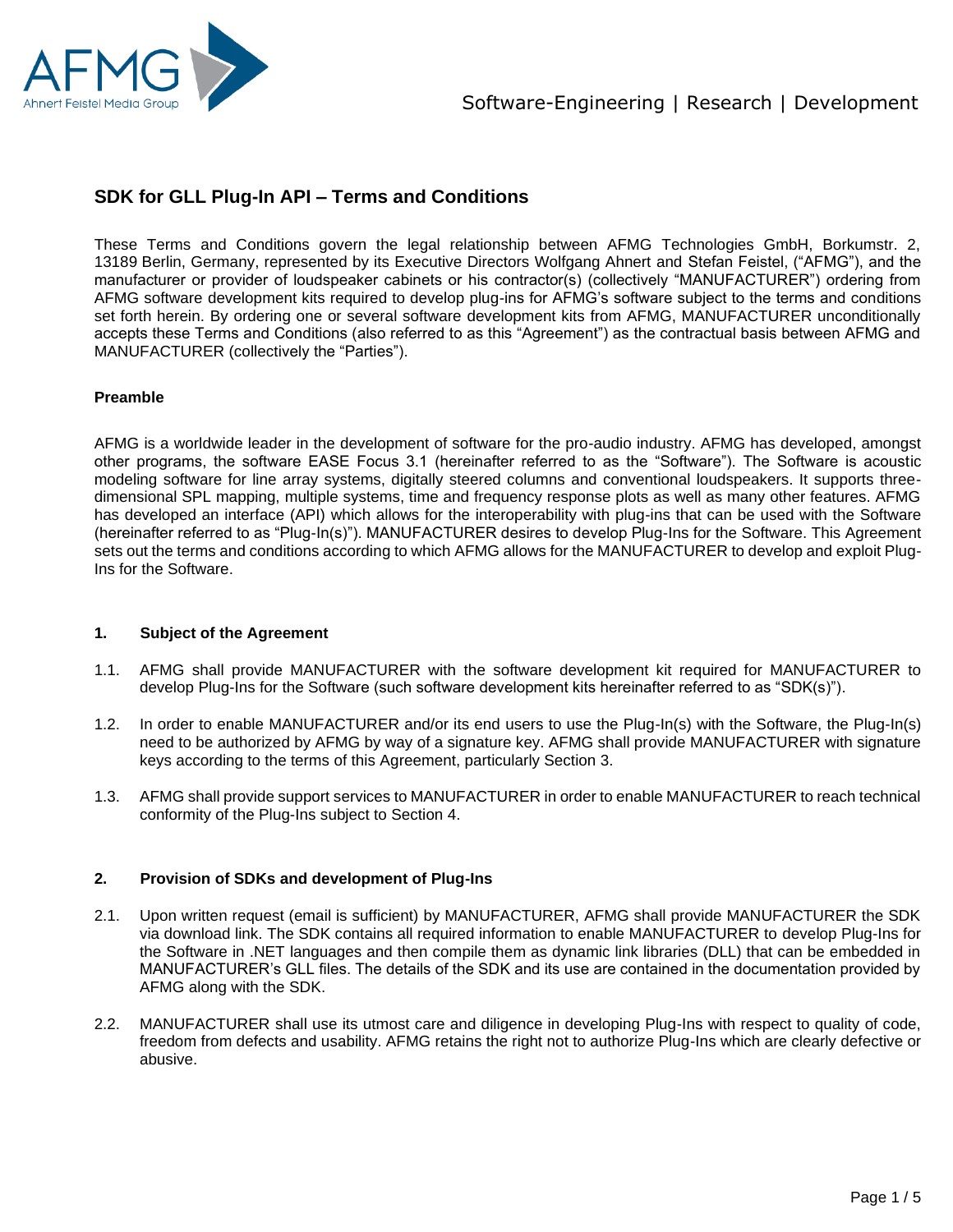# SDK for GLL Plug-In API – Terms and Conditions

These Terms and Conditions govern the legal relationship between AFMG Technologies GmbH, Borkumstr. 2, 13189 Berlin, Germany, represented by its Executive Directors Wolfgang Ahnert and Stefan Feistel, ("AFMG"), and the manufacturer or provider of loudspeaker cabinets or his contractor(s) (collectively "MANUFACTURER") ordering from AFMG software development kits required to develop plug-ins for AFMG's software subject to the terms and conditions set forth herein. By ordering one or several software development kits from AFMG, MANUFACTURER unconditionally accepts these Terms and Conditions (also referred to as this "Agreement") as the contractual basis between AFMG and MANUFACTURER (collectively the "Parties").

**Preamble**

AFMG is a worldwide leader in the development of software for the pro-audio industry. AFMG has developed, amongst other programs, the software EASE Focus 3.1 (hereinafter referred to as the "Software"). The Software is acoustic modeling software for line array systems, digitally steered columns and conventional loudspeakers. It supports three-dimensional SPL mapping, multiple systems, time and frequency response plots as well as many other features. AFMG has developed an interface (API) which allows for the interoperability with plug-ins that can be used with the Software (hereinafter referred to as "Plug-In(s)"). MANUFACTURER desires to develop Plug-Ins for the Software. This Agreement sets out the terms and conditions according to which AFMG allows for the MANUFACTURER to develop and exploit Plug-Ins for the Software.

**1. Subject of the Agreement**

1.1. AFMG shall provide MANUFACTURER with the software development kit required for MANUFACTURER to develop Plug-Ins for the Software (such software development kits hereinafter referred to as "SDK(s)").

1.2. In order to enable MANUFACTURER and/or its end users to use the Plug-In(s) with the Software, the Plug-In(s) need to be authorized by AFMG by way of a signature key. AFMG shall provide MANUFACTURER with signature keys according to the terms of this Agreement, particularly Section 3.

1.3. AFMG shall provide support services to MANUFACTURER in order to enable MANUFACTURER to reach technical conformity of the Plug-Ins subject to Section 4.

**2. Provision of SDKs and development of Plug-Ins**

2.1. Upon written request (email is sufficient) by MANUFACTURER, AFMG shall provide MANUFACTURER the SDK via download link. The SDK contains all required information to enable MANUFACTURER to develop Plug-Ins for the Software in .NET languages and then compile them as dynamic link libraries (DLL) that can be embedded in MANUFACTURER's GLL files. The details of the SDK and its use are contained in the documentation provided by AFMG along with the SDK.

2.2. MANUFACTURER shall use its utmost care and diligence in developing Plug-Ins with respect to quality of code, freedom from defects and usability. AFMG retains the right not to authorize Plug-Ins which are clearly defective or abusive.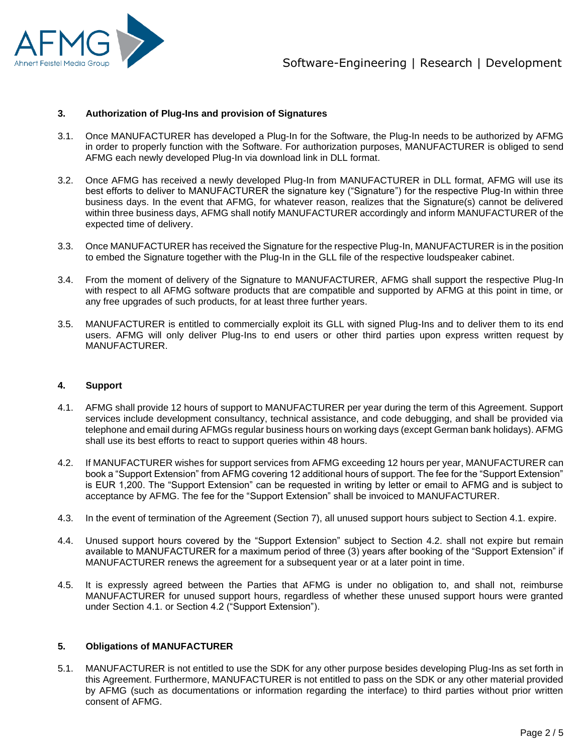## 3. Authorization of Plug-Ins and provision of Signatures

3.1. Once MANUFACTURER has developed a Plug-In for the Software, the Plug-In needs to be authorized by AFMG in order to properly function with the Software. For authorization purposes, MANUFACTURER is obliged to send AFMG each newly developed Plug-In via download link in DLL format.

3.2. Once AFMG has received a newly developed Plug-In from MANUFACTURER in DLL format, AFMG will use its best efforts to deliver to MANUFACTURER the signature key ("Signature") for the respective Plug-In within three business days. In the event that AFMG, for whatever reason, realizes that the Signature(s) cannot be delivered within three business days, AFMG shall notify MANUFACTURER accordingly and inform MANUFACTURER of the expected time of delivery.

3.3. Once MANUFACTURER has received the Signature for the respective Plug-In, MANUFACTURER is in the position to embed the Signature together with the Plug-In in the GLL file of the respective loudspeaker cabinet.

3.4. From the moment of delivery of the Signature to MANUFACTURER, AFMG shall support the respective Plug-In with respect to all AFMG software products that are compatible and supported by AFMG at this point in time, or any free upgrades of such products, for at least three further years.

3.5. MANUFACTURER is entitled to commercially exploit its GLL with signed Plug-Ins and to deliver them to its end users. AFMG will only deliver Plug-Ins to end users or other third parties upon express written request by MANUFACTURER.

## 4. Support

4.1. AFMG shall provide 12 hours of support to MANUFACTURER per year during the term of this Agreement. Support services include development consultancy, technical assistance, and code debugging, and shall be provided via telephone and email during AFMGs regular business hours on working days (except German bank holidays). AFMG shall use its best efforts to react to support queries within 48 hours.

4.2. If MANUFACTURER wishes for support services from AFMG exceeding 12 hours per year, MANUFACTURER can book a "Support Extension" from AFMG covering 12 additional hours of support. The fee for the "Support Extension" is EUR 1,200. The "Support Extension" can be requested in writing by letter or email to AFMG and is subject to acceptance by AFMG. The fee for the "Support Extension" shall be invoiced to MANUFACTURER.

4.3. In the event of termination of the Agreement (Section 7), all unused support hours subject to Section 4.1. expire.

4.4. Unused support hours covered by the "Support Extension" subject to Section 4.2. shall not expire but remain available to MANUFACTURER for a maximum period of three (3) years after booking of the "Support Extension" if MANUFACTURER renews the agreement for a subsequent year or at a later point in time.

4.5. It is expressly agreed between the Parties that AFMG is under no obligation to, and shall not, reimburse MANUFACTURER for unused support hours, regardless of whether these unused support hours were granted under Section 4.1. or Section 4.2 ("Support Extension").

## 5. Obligations of MANUFACTURER

5.1. MANUFACTURER is not entitled to use the SDK for any other purpose besides developing Plug-Ins as set forth in this Agreement. Furthermore, MANUFACTURER is not entitled to pass on the SDK or any other material provided by AFMG (such as documentations or information regarding the interface) to third parties without prior written consent of AFMG.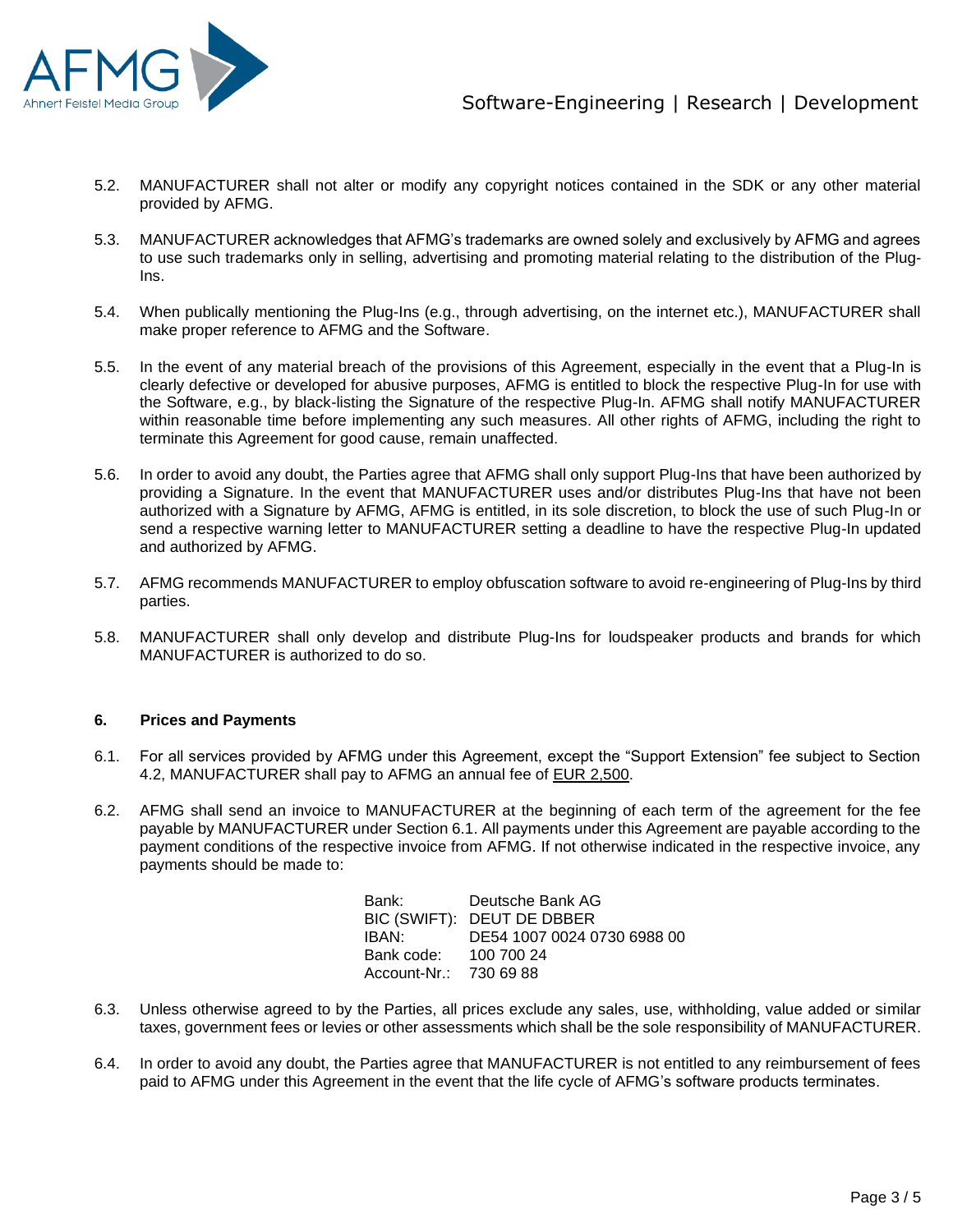5.2. MANUFACTURER shall not alter or modify any copyright notices contained in the SDK or any other material provided by AFMG.

5.3. MANUFACTURER acknowledges that AFMG's trademarks are owned solely and exclusively by AFMG and agrees to use such trademarks only in selling, advertising and promoting material relating to the distribution of the Plug-Ins.

5.4. When publically mentioning the Plug-Ins (e.g., through advertising, on the internet etc.), MANUFACTURER shall make proper reference to AFMG and the Software.

5.5. In the event of any material breach of the provisions of this Agreement, especially in the event that a Plug-In is clearly defective or developed for abusive purposes, AFMG is entitled to block the respective Plug-In for use with the Software, e.g., by black-listing the Signature of the respective Plug-In. AFMG shall notify MANUFACTURER within reasonable time before implementing any such measures. All other rights of AFMG, including the right to terminate this Agreement for good cause, remain unaffected.

5.6. In order to avoid any doubt, the Parties agree that AFMG shall only support Plug-Ins that have been authorized by providing a Signature. In the event that MANUFACTURER uses and/or distributes Plug-Ins that have not been authorized with a Signature by AFMG, AFMG is entitled, in its sole discretion, to block the use of such Plug-In or send a respective warning letter to MANUFACTURER setting a deadline to have the respective Plug-In updated and authorized by AFMG.

5.7. AFMG recommends MANUFACTURER to employ obfuscation software to avoid re-engineering of Plug-Ins by third parties.

5.8. MANUFACTURER shall only develop and distribute Plug-Ins for loudspeaker products and brands for which MANUFACTURER is authorized to do so.

## 6. Prices and Payments

6.1. For all services provided by AFMG under this Agreement, except the "Support Extension" fee subject to Section 4.2, MANUFACTURER shall pay to AFMG an annual fee of EUR 2,500.

6.2. AFMG shall send an invoice to MANUFACTURER at the beginning of each term of the agreement for the fee payable by MANUFACTURER under Section 6.1. All payments under this Agreement are payable according to the payment conditions of the respective invoice from AFMG. If not otherwise indicated in the respective invoice, any payments should be made to:

| | |
|---|---|
| Bank: | Deutsche Bank AG |
| BIC (SWIFT): | DEUT DE DBBER |
| IBAN: | DE54 1007 0024 0730 6988 00 |
| Bank code: | 100 700 24 |
| Account-Nr.: | 730 69 88 |

6.3. Unless otherwise agreed to by the Parties, all prices exclude any sales, use, withholding, value added or similar taxes, government fees or levies or other assessments which shall be the sole responsibility of MANUFACTURER.

6.4. In order to avoid any doubt, the Parties agree that MANUFACTURER is not entitled to any reimbursement of fees paid to AFMG under this Agreement in the event that the life cycle of AFMG's software products terminates.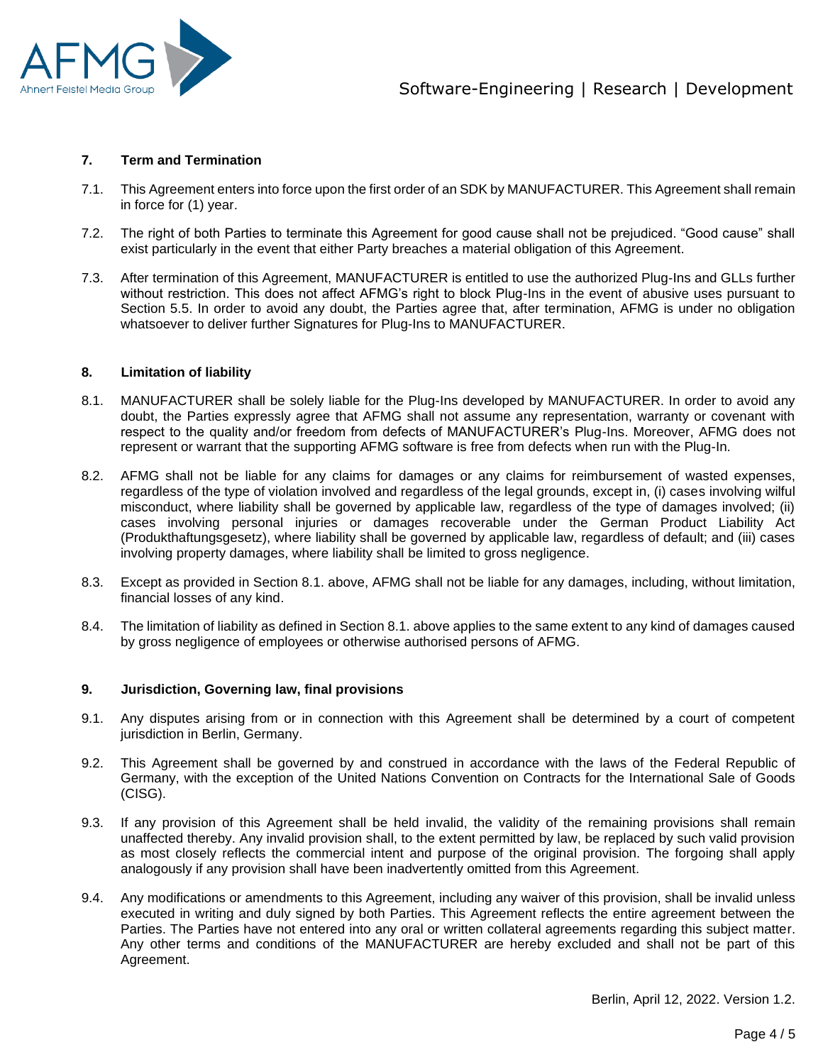## 7. Term and Termination

7.1. This Agreement enters into force upon the first order of an SDK by MANUFACTURER. This Agreement shall remain in force for (1) year.

7.2. The right of both Parties to terminate this Agreement for good cause shall not be prejudiced. "Good cause" shall exist particularly in the event that either Party breaches a material obligation of this Agreement.

7.3. After termination of this Agreement, MANUFACTURER is entitled to use the authorized Plug-Ins and GLLs further without restriction. This does not affect AFMG's right to block Plug-Ins in the event of abusive uses pursuant to Section 5.5. In order to avoid any doubt, the Parties agree that, after termination, AFMG is under no obligation whatsoever to deliver further Signatures for Plug-Ins to MANUFACTURER.

## 8. Limitation of liability

8.1. MANUFACTURER shall be solely liable for the Plug-Ins developed by MANUFACTURER. In order to avoid any doubt, the Parties expressly agree that AFMG shall not assume any representation, warranty or covenant with respect to the quality and/or freedom from defects of MANUFACTURER's Plug-Ins. Moreover, AFMG does not represent or warrant that the supporting AFMG software is free from defects when run with the Plug-In.

8.2. AFMG shall not be liable for any claims for damages or any claims for reimbursement of wasted expenses, regardless of the type of violation involved and regardless of the legal grounds, except in, (i) cases involving wilful misconduct, where liability shall be governed by applicable law, regardless of the type of damages involved; (ii) cases involving personal injuries or damages recoverable under the German Product Liability Act (Produkthaftungsgesetz), where liability shall be governed by applicable law, regardless of default; and (iii) cases involving property damages, where liability shall be limited to gross negligence.

8.3. Except as provided in Section 8.1. above, AFMG shall not be liable for any damages, including, without limitation, financial losses of any kind.

8.4. The limitation of liability as defined in Section 8.1. above applies to the same extent to any kind of damages caused by gross negligence of employees or otherwise authorised persons of AFMG.

## 9. Jurisdiction, Governing law, final provisions

9.1. Any disputes arising from or in connection with this Agreement shall be determined by a court of competent jurisdiction in Berlin, Germany.

9.2. This Agreement shall be governed by and construed in accordance with the laws of the Federal Republic of Germany, with the exception of the United Nations Convention on Contracts for the International Sale of Goods (CISG).

9.3. If any provision of this Agreement shall be held invalid, the validity of the remaining provisions shall remain unaffected thereby. Any invalid provision shall, to the extent permitted by law, be replaced by such valid provision as most closely reflects the commercial intent and purpose of the original provision. The forgoing shall apply analogously if any provision shall have been inadvertently omitted from this Agreement.

9.4. Any modifications or amendments to this Agreement, including any waiver of this provision, shall be invalid unless executed in writing and duly signed by both Parties. This Agreement reflects the entire agreement between the Parties. The Parties have not entered into any oral or written collateral agreements regarding this subject matter. Any other terms and conditions of the MANUFACTURER are hereby excluded and shall not be part of this Agreement.

Berlin, April 12, 2022. Version 1.2.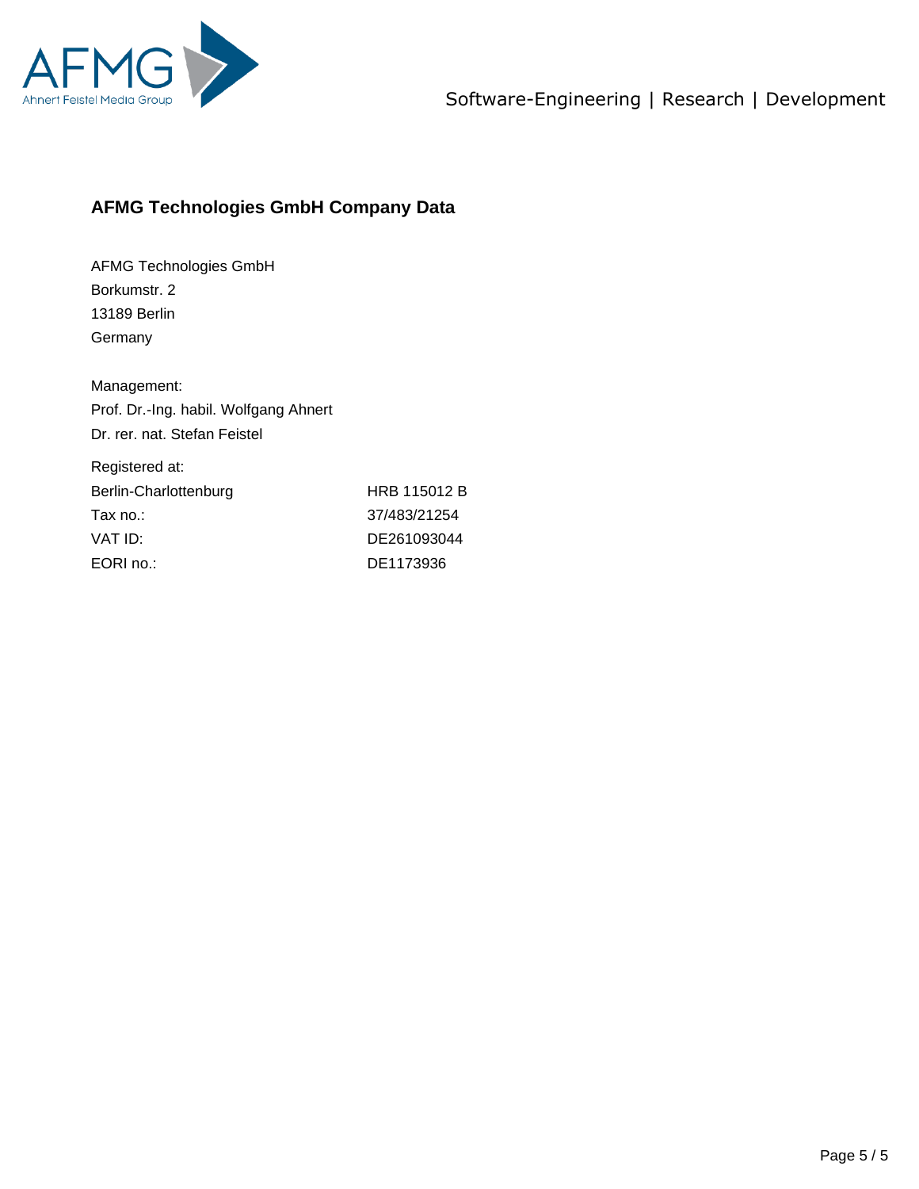## AFMG Technologies GmbH Company Data

AFMG Technologies GmbH
Borkumstr. 2
13189 Berlin
Germany

Management:
Prof. Dr.-Ing. habil. Wolfgang Ahnert
Dr. rer. nat. Stefan Feistel

Registered at:

| | |
|---|---|
| Berlin-Charlottenburg | HRB 115012 B |
| Tax no.: | 37/483/21254 |
| VAT ID: | DE261093044 |
| EORI no.: | DE1173936 |